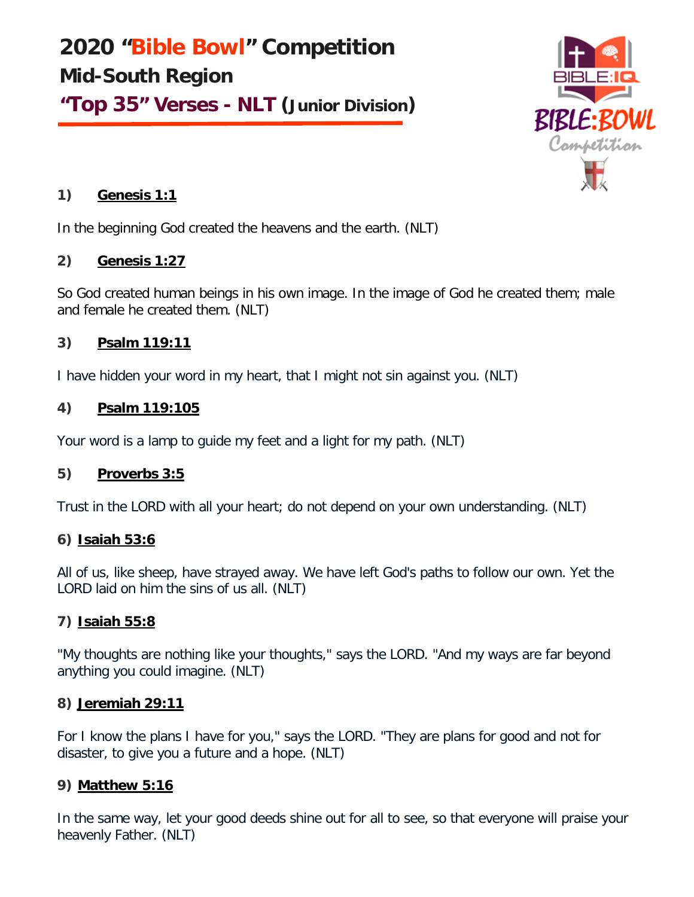# 2020 "Bible Bowl" Competition

## Mid-South Region

## "Top 35" Verses - NLT (Junior Division)

**1) Genesis 1:1**

In the beginning God created the heavens and the earth. (NLT)

**2) Genesis 1:27**

So God created human beings in his own image. In the image of God he created them; male and female he created them. (NLT)

**3) Psalm 119:11**

I have hidden your word in my heart, that I might not sin against you. (NLT)

**4) Psalm 119:105**

Your word is a lamp to guide my feet and a light for my path. (NLT)

**5) Proverbs 3:5**

Trust in the LORD with all your heart; do not depend on your own understanding. (NLT)

**6) Isaiah 53:6**

All of us, like sheep, have strayed away. We have left God's paths to follow our own. Yet the LORD laid on him the sins of us all. (NLT)

**7) Isaiah 55:8**

"My thoughts are nothing like your thoughts," says the LORD. "And my ways are far beyond anything you could imagine. (NLT)

**8) Jeremiah 29:11**

For I know the plans I have for you," says the LORD. "They are plans for good and not for disaster, to give you a future and a hope. (NLT)

**9) Matthew 5:16**

In the same way, let your good deeds shine out for all to see, so that everyone will praise your heavenly Father. (NLT)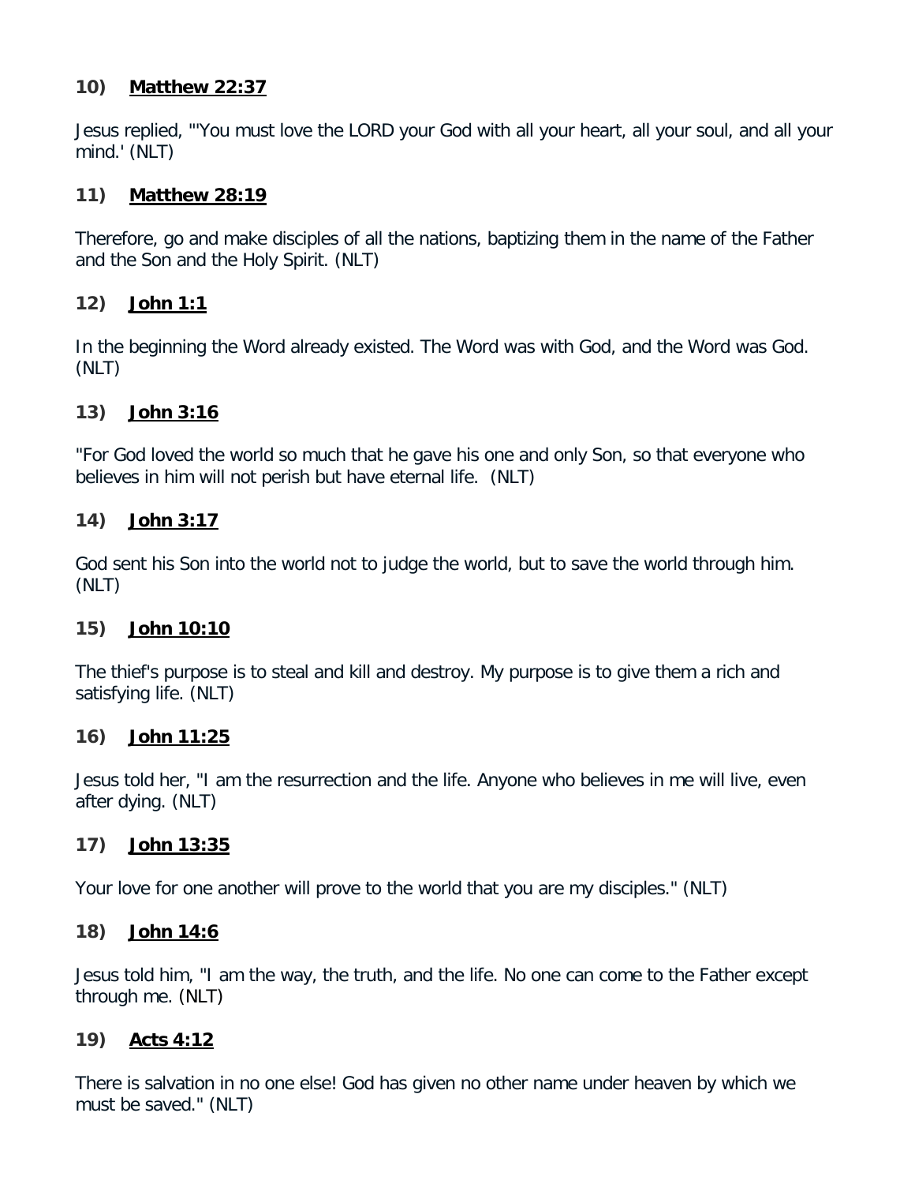**10) <u>Matthew 22:37</u>**

Jesus replied, "'You must love the LORD your God with all your heart, all your soul, and all your mind.' (NLT)

**11) <u>Matthew 28:19</u>**

Therefore, go and make disciples of all the nations, baptizing them in the name of the Father and the Son and the Holy Spirit. (NLT)

**12) <u>John 1:1</u>**

In the beginning the Word already existed. The Word was with God, and the Word was God. (NLT)

**13) <u>John 3:16</u>**

"For God loved the world so much that he gave his one and only Son, so that everyone who believes in him will not perish but have eternal life. (NLT)

**14) <u>John 3:17</u>**

God sent his Son into the world not to judge the world, but to save the world through him. (NLT)

**15) <u>John 10:10</u>**

The thief's purpose is to steal and kill and destroy. My purpose is to give them a rich and satisfying life. (NLT)

**16) <u>John 11:25</u>**

Jesus told her, "I am the resurrection and the life. Anyone who believes in me will live, even after dying. (NLT)

**17) <u>John 13:35</u>**

Your love for one another will prove to the world that you are my disciples." (NLT)

**18) <u>John 14:6</u>**

Jesus told him, "I am the way, the truth, and the life. No one can come to the Father except through me. (NLT)

**19) <u>Acts 4:12</u>**

There is salvation in no one else! God has given no other name under heaven by which we must be saved." (NLT)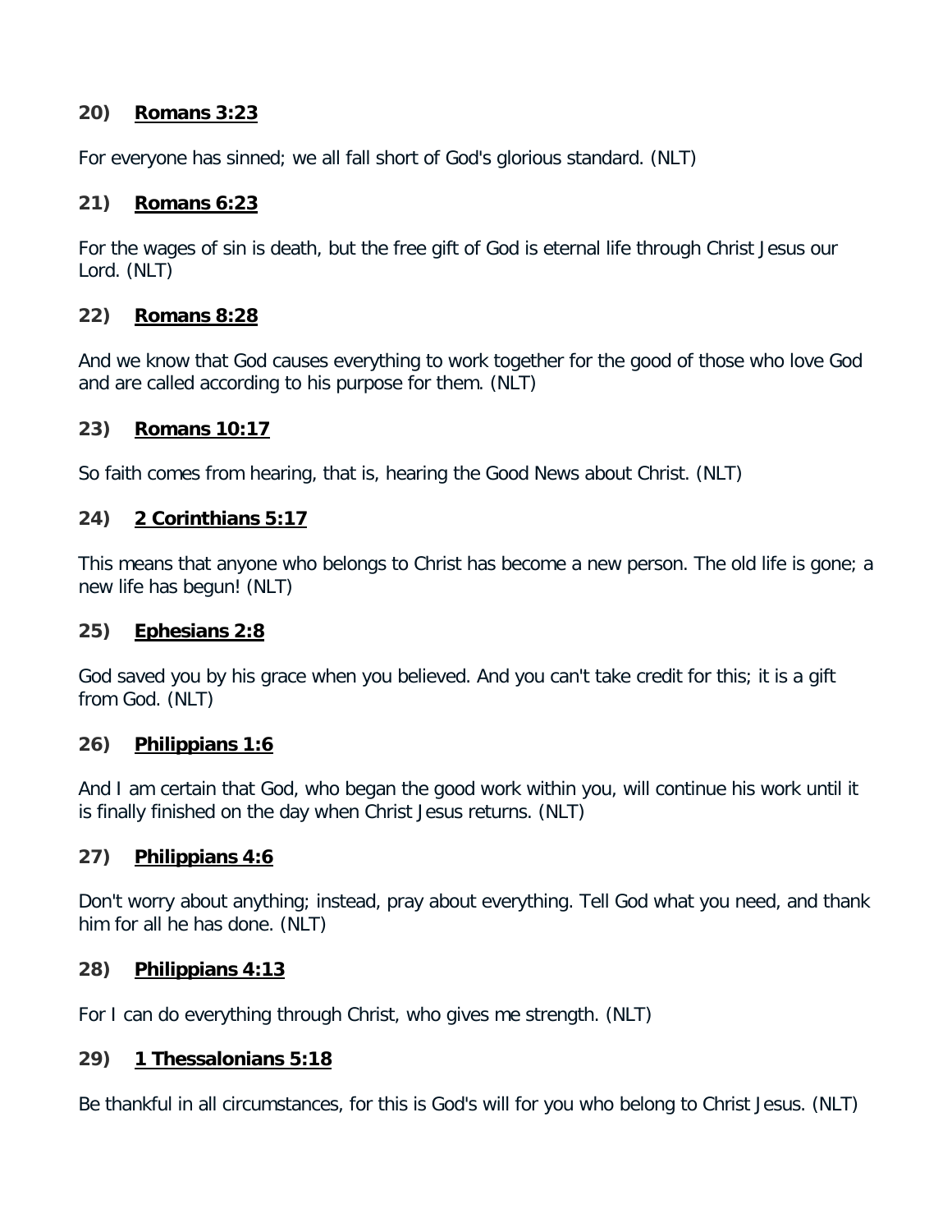**20) <u>Romans 3:23</u>**

For everyone has sinned; we all fall short of God's glorious standard. (NLT)

**21) <u>Romans 6:23</u>**

For the wages of sin is death, but the free gift of God is eternal life through Christ Jesus our Lord. (NLT)

**22) <u>Romans 8:28</u>**

And we know that God causes everything to work together for the good of those who love God and are called according to his purpose for them. (NLT)

**23) <u>Romans 10:17</u>**

So faith comes from hearing, that is, hearing the Good News about Christ. (NLT)

**24) <u>2 Corinthians 5:17</u>**

This means that anyone who belongs to Christ has become a new person. The old life is gone; a new life has begun! (NLT)

**25) <u>Ephesians 2:8</u>**

God saved you by his grace when you believed. And you can't take credit for this; it is a gift from God. (NLT)

**26) <u>Philippians 1:6</u>**

And I am certain that God, who began the good work within you, will continue his work until it is finally finished on the day when Christ Jesus returns. (NLT)

**27) <u>Philippians 4:6</u>**

Don't worry about anything; instead, pray about everything. Tell God what you need, and thank him for all he has done. (NLT)

**28) <u>Philippians 4:13</u>**

For I can do everything through Christ, who gives me strength. (NLT)

**29) <u>1 Thessalonians 5:18</u>**

Be thankful in all circumstances, for this is God's will for you who belong to Christ Jesus. (NLT)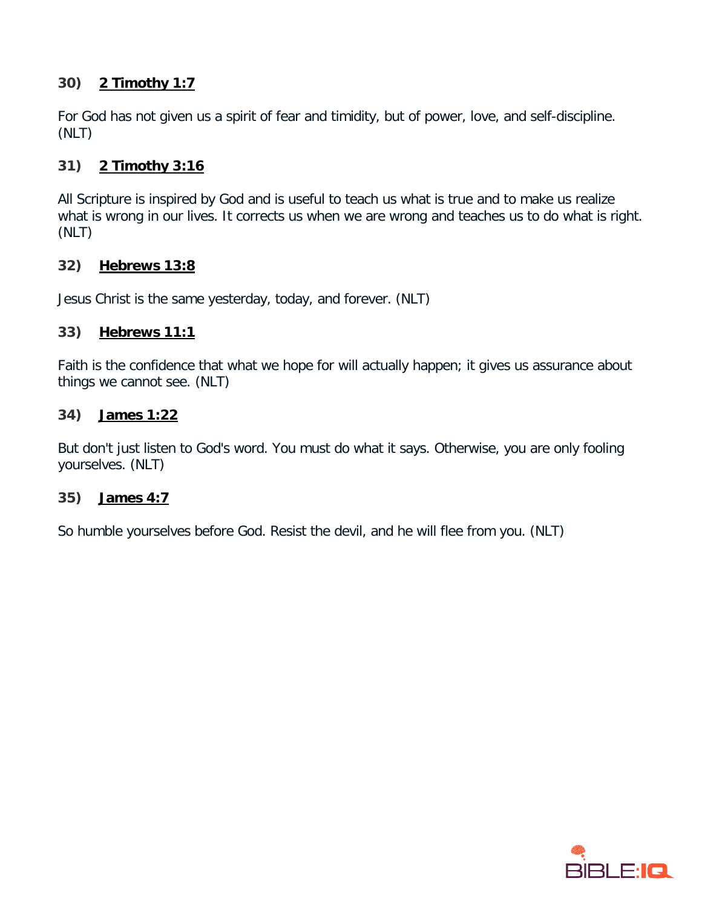**30) <u>2 Timothy 1:7</u>**

For God has not given us a spirit of fear and timidity, but of power, love, and self-discipline. (NLT)

**31) <u>2 Timothy 3:16</u>**

All Scripture is inspired by God and is useful to teach us what is true and to make us realize what is wrong in our lives. It corrects us when we are wrong and teaches us to do what is right. (NLT)

**32) <u>Hebrews 13:8</u>**

Jesus Christ is the same yesterday, today, and forever. (NLT)

**33) <u>Hebrews 11:1</u>**

Faith is the confidence that what we hope for will actually happen; it gives us assurance about things we cannot see. (NLT)

**34) <u>James 1:22</u>**

But don't just listen to God's word. You must do what it says. Otherwise, you are only fooling yourselves. (NLT)

**35) <u>James 4:7</u>**

So humble yourselves before God. Resist the devil, and he will flee from you. (NLT)